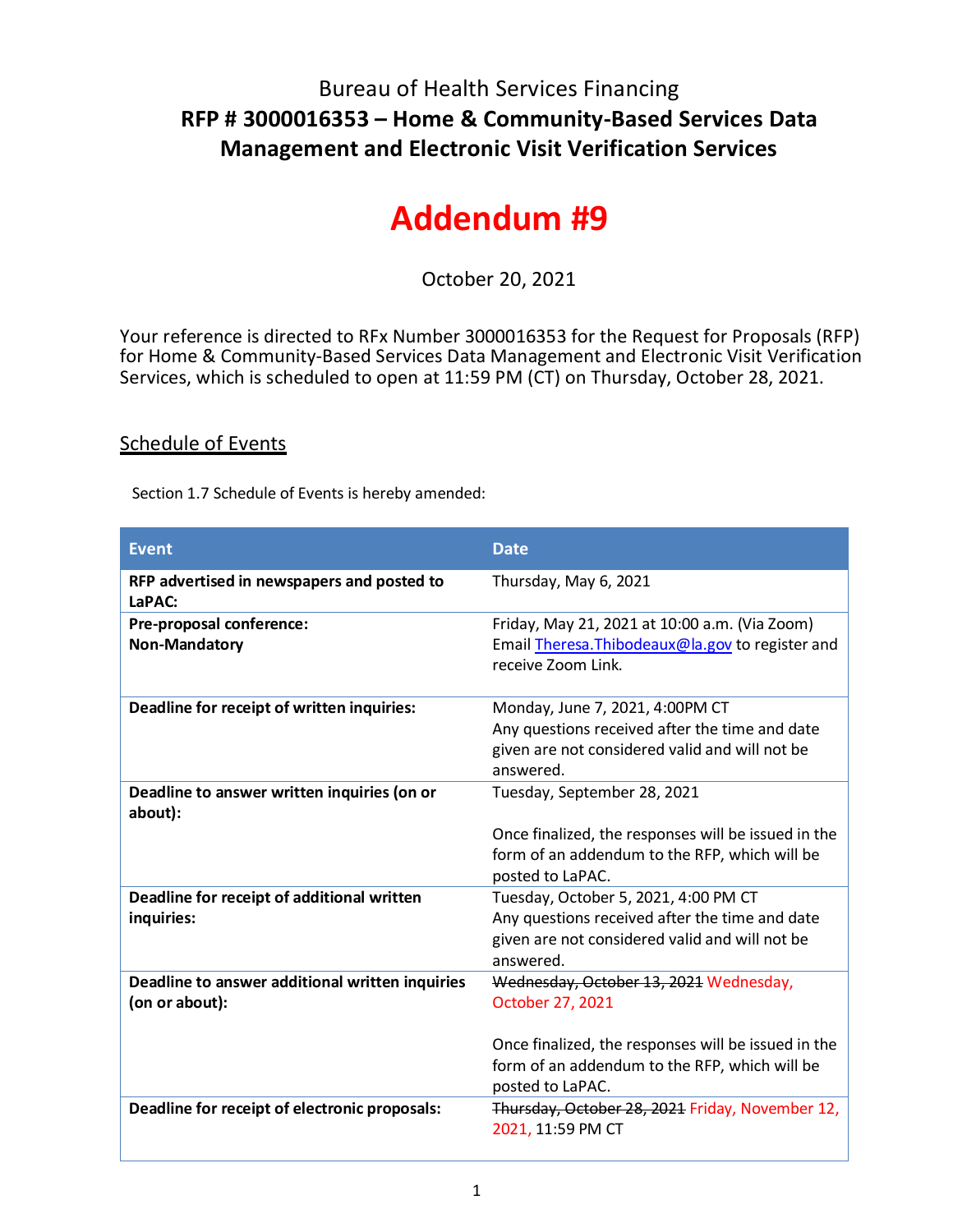Bureau of Health Services Financing

**RFP # 3000016353 – Home & Community-Based Services Data Management and Electronic Visit Verification Services**

# Addendum #9

October 20, 2021

Your reference is directed to RFx Number 3000016353 for the Request for Proposals (RFP) for Home & Community-Based Services Data Management and Electronic Visit Verification Services, which is scheduled to open at 11:59 PM (CT) on Thursday, October 28, 2021.

## Schedule of Events

Section 1.7 Schedule of Events is hereby amended:

| Event | Date |
|---|---|
| **RFP advertised in newspapers and posted to LaPAC:** | Thursday, May 6, 2021 |
| **Pre-proposal conference: Non-Mandatory** | Friday, May 21, 2021 at 10:00 a.m. (Via Zoom) Email Theresa.Thibodeaux@la.gov to register and receive Zoom Link. |
| **Deadline for receipt of written inquiries:** | Monday, June 7, 2021, 4:00PM CT Any questions received after the time and date given are not considered valid and will not be answered. |
| **Deadline to answer written inquiries (on or about):** | Tuesday, September 28, 2021<br><br>Once finalized, the responses will be issued in the form of an addendum to the RFP, which will be posted to LaPAC. |
| **Deadline for receipt of additional written inquiries:** | Tuesday, October 5, 2021, 4:00 PM CT Any questions received after the time and date given are not considered valid and will not be answered. |
| **Deadline to answer additional written inquiries (on or about):** | ~~Wednesday, October 13, 2021~~ Wednesday, October 27, 2021<br><br>Once finalized, the responses will be issued in the form of an addendum to the RFP, which will be posted to LaPAC. |
| **Deadline for receipt of electronic proposals:** | ~~Thursday, October 28, 2021~~ Friday, November 12, 2021, 11:59 PM CT |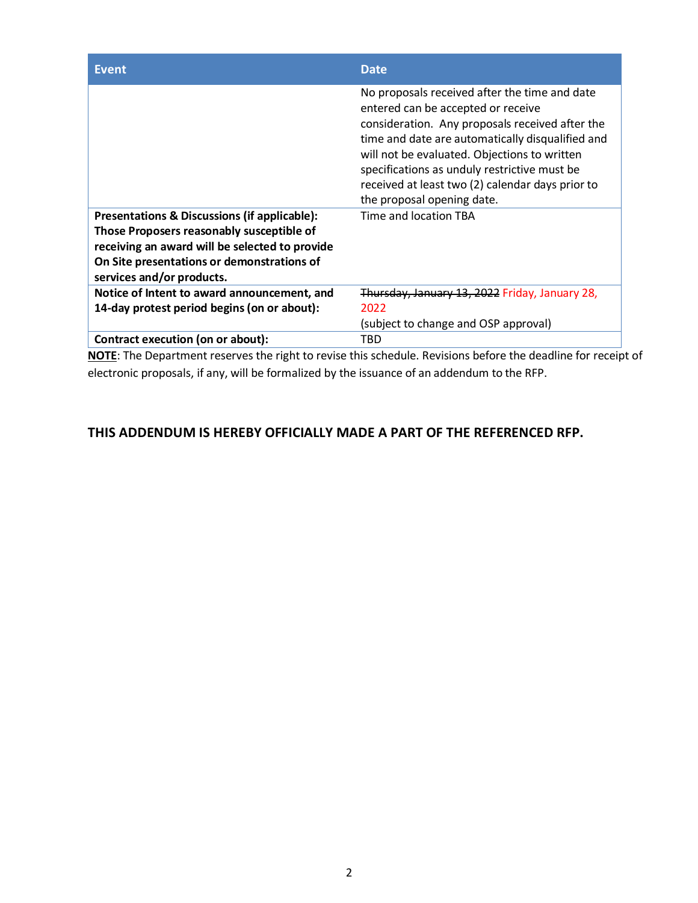| Event | Date |
| --- | --- |
| | No proposals received after the time and date entered can be accepted or receive consideration. Any proposals received after the time and date are automatically disqualified and will not be evaluated. Objections to written specifications as unduly restrictive must be received at least two (2) calendar days prior to the proposal opening date. |
| **Presentations & Discussions (if applicable): Those Proposers reasonably susceptible of receiving an award will be selected to provide On Site presentations or demonstrations of services and/or products.** | Time and location TBA |
| **Notice of Intent to award announcement, and 14-day protest period begins (on or about):** | ~~Thursday, January 13, 2022~~ Friday, January 28, 2022 (subject to change and OSP approval) |
| **Contract execution (on or about):** | TBD |

**<u>NOTE</u>**: The Department reserves the right to revise this schedule. Revisions before the deadline for receipt of electronic proposals, if any, will be formalized by the issuance of an addendum to the RFP.

**THIS ADDENDUM IS HEREBY OFFICIALLY MADE A PART OF THE REFERENCED RFP.**